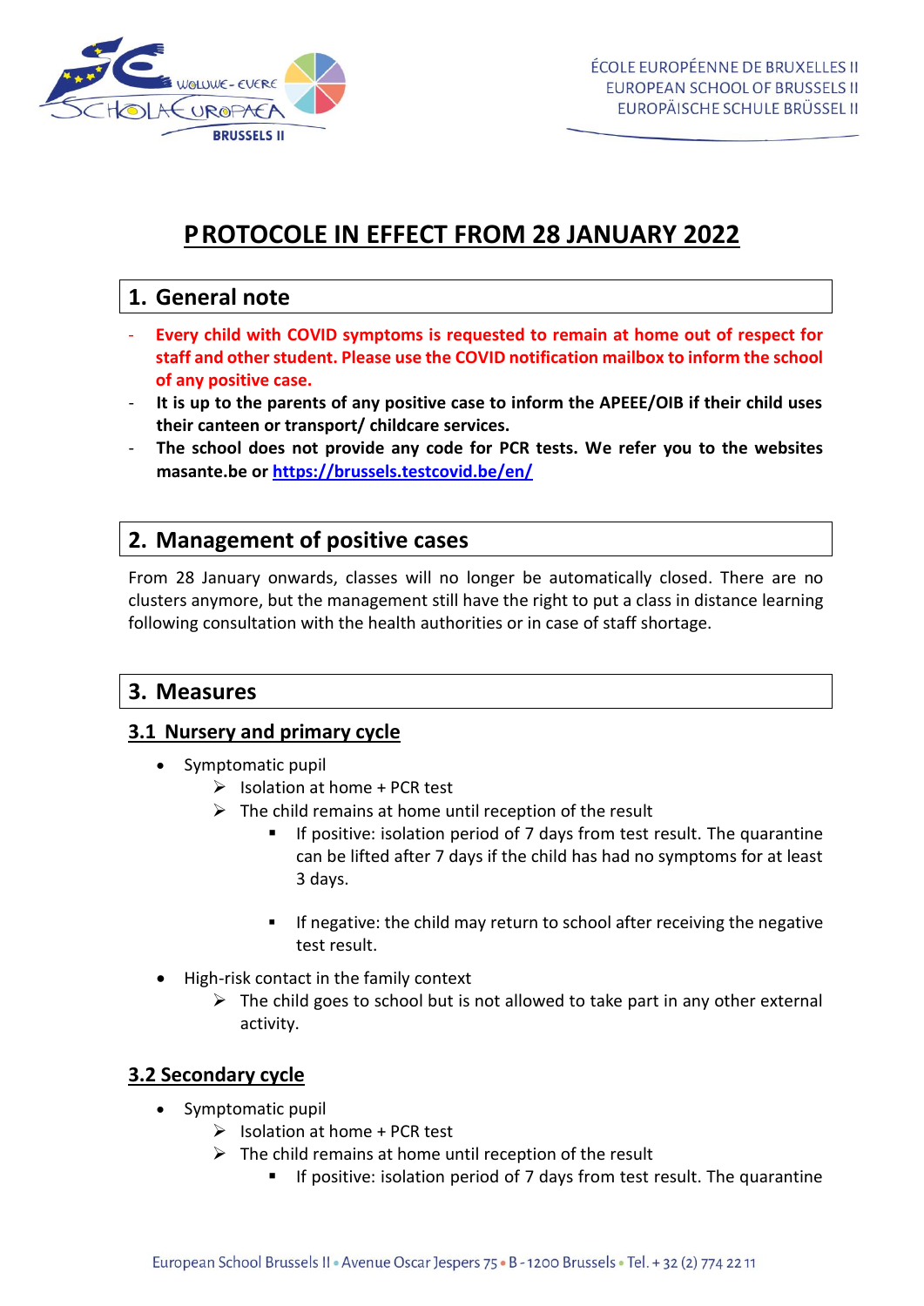ÉCOLE EUROPÉENNE DE BRUXELLES II
EUROPEAN SCHOOL OF BRUSSELS II
EUROPÄISCHE SCHULE BRÜSSEL II

# PROTOCOLE IN EFFECT FROM 28 JANUARY 2022

## 1. General note

- **Every child with COVID symptoms is requested to remain at home out of respect for staff and other student. Please use the COVID notification mailbox to inform the school of any positive case.**
- **It is up to the parents of any positive case to inform the APEEE/OIB if their child uses their canteen or transport/ childcare services.**
- **The school does not provide any code for PCR tests. We refer you to the websites masante.be or [https://brussels.testcovid.be/en/](https://brussels.testcovid.be/en/)**

## 2. Management of positive cases

From 28 January onwards, classes will no longer be automatically closed. There are no clusters anymore, but the management still have the right to put a class in distance learning following consultation with the health authorities or in case of staff shortage.

## 3. Measures

### 3.1 Nursery and primary cycle

- Symptomatic pupil
  - Isolation at home + PCR test
  - The child remains at home until reception of the result
    - If positive: isolation period of 7 days from test result. The quarantine can be lifted after 7 days if the child has had no symptoms for at least 3 days.
    - If negative: the child may return to school after receiving the negative test result.
- High-risk contact in the family context
  - The child goes to school but is not allowed to take part in any other external activity.

### 3.2 Secondary cycle

- Symptomatic pupil
  - Isolation at home + PCR test
  - The child remains at home until reception of the result
    - If positive: isolation period of 7 days from test result. The quarantine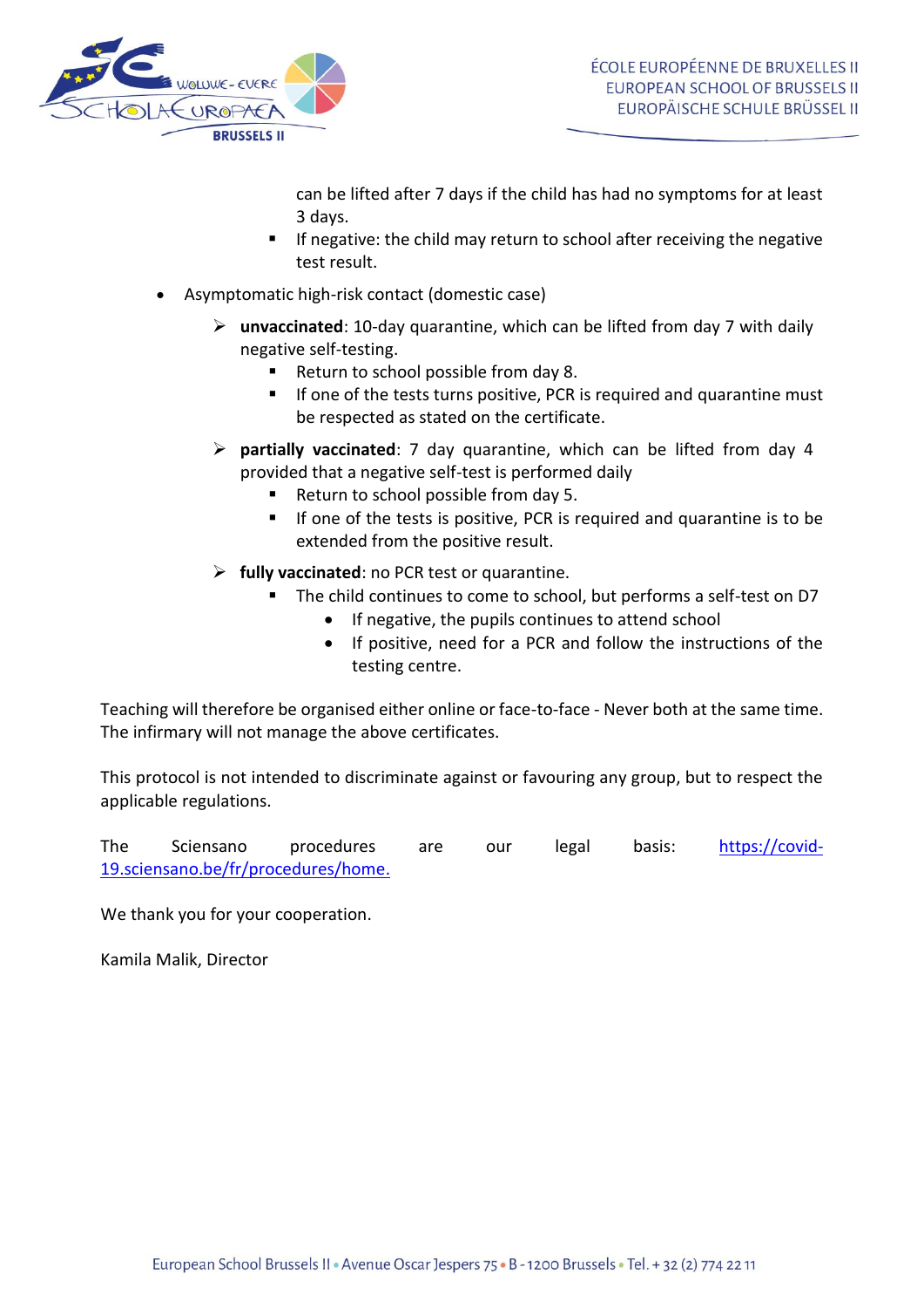can be lifted after 7 days if the child has had no symptoms for at least 3 days.

- If negative: the child may return to school after receiving the negative test result.

- Asymptomatic high-risk contact (domestic case)
  - **unvaccinated**: 10-day quarantine, which can be lifted from day 7 with daily negative self-testing.
    - Return to school possible from day 8.
    - If one of the tests turns positive, PCR is required and quarantine must be respected as stated on the certificate.
  - **partially vaccinated**: 7 day quarantine, which can be lifted from day 4 provided that a negative self-test is performed daily
    - Return to school possible from day 5.
    - If one of the tests is positive, PCR is required and quarantine is to be extended from the positive result.
  - **fully vaccinated**: no PCR test or quarantine.
    - The child continues to come to school, but performs a self-test on D7
      - If negative, the pupils continues to attend school
      - If positive, need for a PCR and follow the instructions of the testing centre.

Teaching will therefore be organised either online or face-to-face - Never both at the same time. The infirmary will not manage the above certificates.

This protocol is not intended to discriminate against or favouring any group, but to respect the applicable regulations.

The Sciensano procedures are our legal basis: https://covid-19.sciensano.be/fr/procedures/home.

We thank you for your cooperation.

Kamila Malik, Director